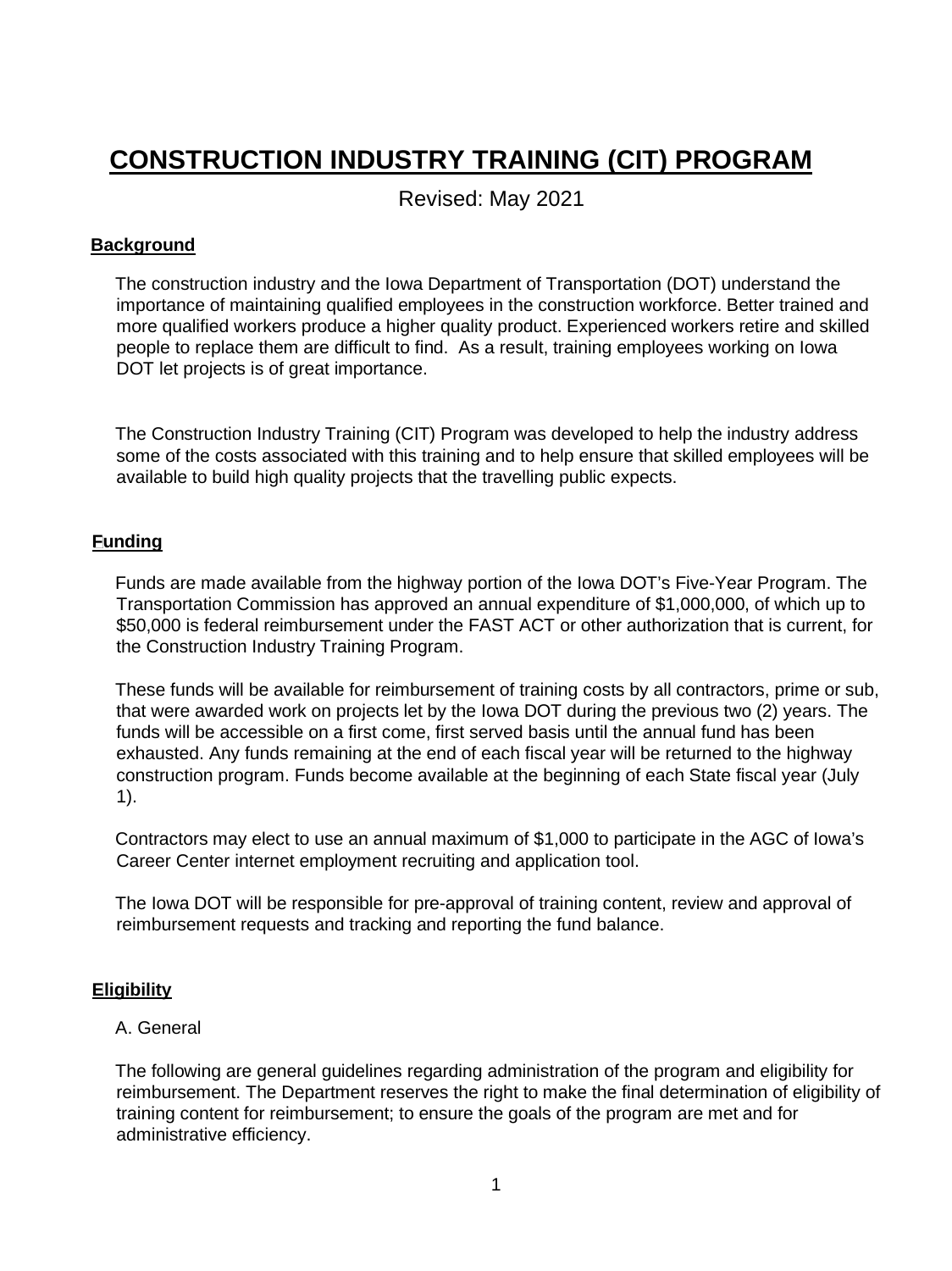# CONSTRUCTION INDUSTRY TRAINING (CIT) PROGRAM

Revised: May 2021

## Background

The construction industry and the Iowa Department of Transportation (DOT) understand the importance of maintaining qualified employees in the construction workforce. Better trained and more qualified workers produce a higher quality product. Experienced workers retire and skilled people to replace them are difficult to find. As a result, training employees working on Iowa DOT let projects is of great importance.

The Construction Industry Training (CIT) Program was developed to help the industry address some of the costs associated with this training and to help ensure that skilled employees will be available to build high quality projects that the travelling public expects.

## Funding

Funds are made available from the highway portion of the Iowa DOT's Five-Year Program. The Transportation Commission has approved an annual expenditure of $1,000,000, of which up to $50,000 is federal reimbursement under the FAST ACT or other authorization that is current, for the Construction Industry Training Program.

These funds will be available for reimbursement of training costs by all contractors, prime or sub, that were awarded work on projects let by the Iowa DOT during the previous two (2) years. The funds will be accessible on a first come, first served basis until the annual fund has been exhausted. Any funds remaining at the end of each fiscal year will be returned to the highway construction program. Funds become available at the beginning of each State fiscal year (July 1).

Contractors may elect to use an annual maximum of $1,000 to participate in the AGC of Iowa's Career Center internet employment recruiting and application tool.

The Iowa DOT will be responsible for pre-approval of training content, review and approval of reimbursement requests and tracking and reporting the fund balance.

## Eligibility

### A. General

The following are general guidelines regarding administration of the program and eligibility for reimbursement. The Department reserves the right to make the final determination of eligibility of training content for reimbursement; to ensure the goals of the program are met and for administrative efficiency.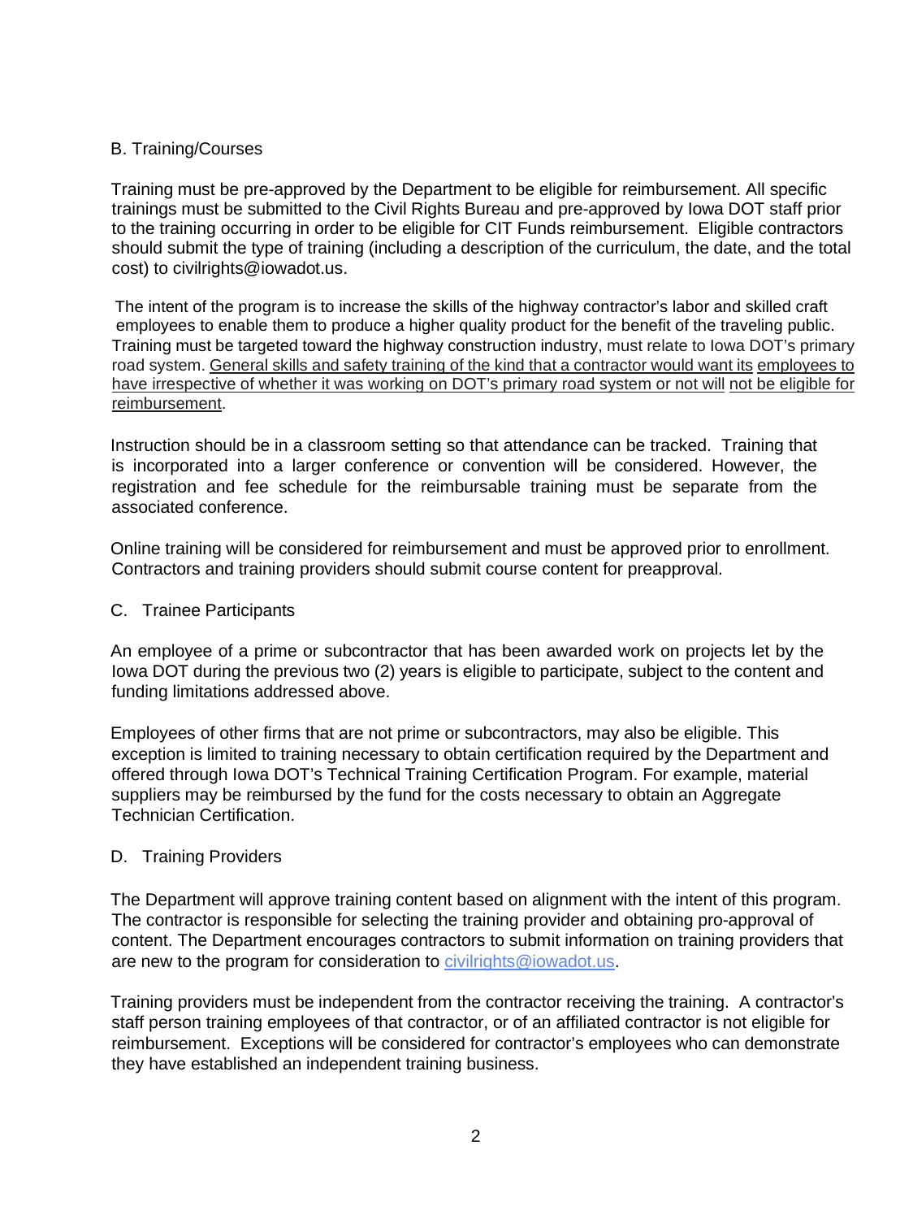## B. Training/Courses

Training must be pre-approved by the Department to be eligible for reimbursement. All specific trainings must be submitted to the Civil Rights Bureau and pre-approved by Iowa DOT staff prior to the training occurring in order to be eligible for CIT Funds reimbursement. Eligible contractors should submit the type of training (including a description of the curriculum, the date, and the total cost) to civilrights@iowadot.us.

The intent of the program is to increase the skills of the highway contractor's labor and skilled craft employees to enable them to produce a higher quality product for the benefit of the traveling public. Training must be targeted toward the highway construction industry, must relate to Iowa DOT's primary road system. <u>General skills and safety training of the kind that a contractor would want its employees to have irrespective of whether it was working on DOT's primary road system or not will not be eligible for reimbursement</u>.

Instruction should be in a classroom setting so that attendance can be tracked. Training that is incorporated into a larger conference or convention will be considered. However, the registration and fee schedule for the reimbursable training must be separate from the associated conference.

Online training will be considered for reimbursement and must be approved prior to enrollment. Contractors and training providers should submit course content for preapproval.

## C. Trainee Participants

An employee of a prime or subcontractor that has been awarded work on projects let by the Iowa DOT during the previous two (2) years is eligible to participate, subject to the content and funding limitations addressed above.

Employees of other firms that are not prime or subcontractors, may also be eligible. This exception is limited to training necessary to obtain certification required by the Department and offered through Iowa DOT's Technical Training Certification Program. For example, material suppliers may be reimbursed by the fund for the costs necessary to obtain an Aggregate Technician Certification.

## D. Training Providers

The Department will approve training content based on alignment with the intent of this program. The contractor is responsible for selecting the training provider and obtaining pro-approval of content. The Department encourages contractors to submit information on training providers that are new to the program for consideration to [civilrights@iowadot.us](mailto:civilrights@iowadot.us).

Training providers must be independent from the contractor receiving the training. A contractor's staff person training employees of that contractor, or of an affiliated contractor is not eligible for reimbursement. Exceptions will be considered for contractor's employees who can demonstrate they have established an independent training business.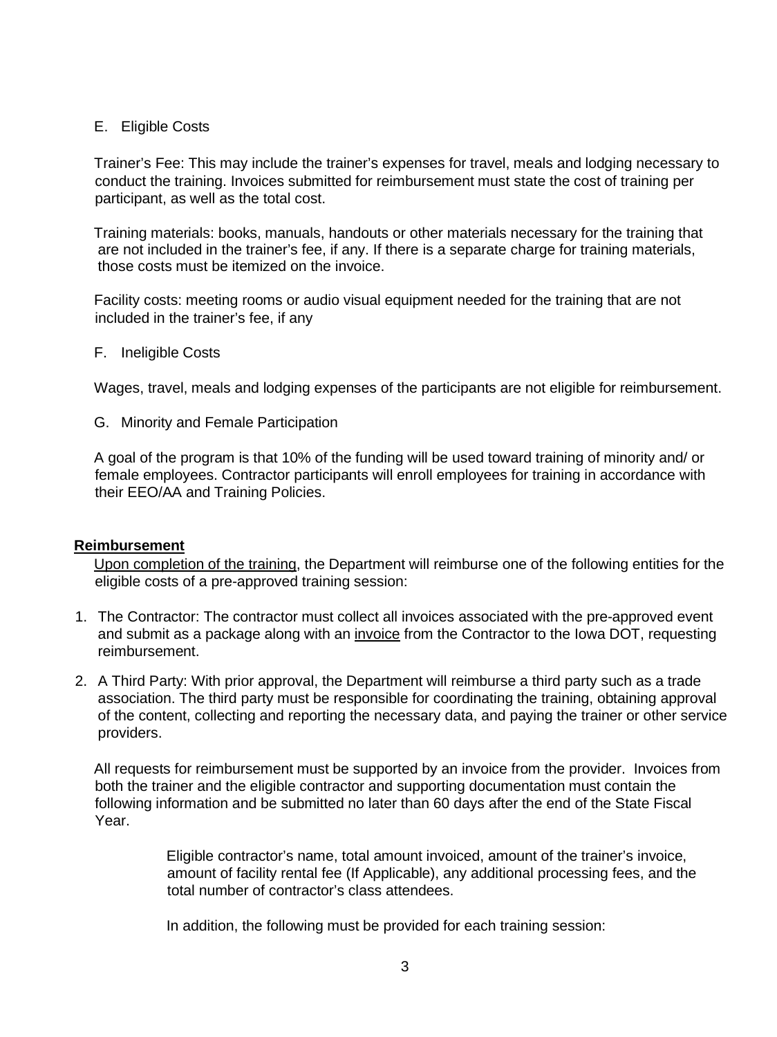E. Eligible Costs

Trainer's Fee: This may include the trainer's expenses for travel, meals and lodging necessary to conduct the training. Invoices submitted for reimbursement must state the cost of training per participant, as well as the total cost.

Training materials: books, manuals, handouts or other materials necessary for the training that are not included in the trainer's fee, if any. If there is a separate charge for training materials, those costs must be itemized on the invoice.

Facility costs: meeting rooms or audio visual equipment needed for the training that are not included in the trainer's fee, if any

F. Ineligible Costs

Wages, travel, meals and lodging expenses of the participants are not eligible for reimbursement.

G. Minority and Female Participation

A goal of the program is that 10% of the funding will be used toward training of minority and/ or female employees. Contractor participants will enroll employees for training in accordance with their EEO/AA and Training Policies.

**Reimbursement**

Upon completion of the training, the Department will reimburse one of the following entities for the eligible costs of a pre-approved training session:

1. The Contractor: The contractor must collect all invoices associated with the pre-approved event and submit as a package along with an invoice from the Contractor to the Iowa DOT, requesting reimbursement.
2. A Third Party: With prior approval, the Department will reimburse a third party such as a trade association. The third party must be responsible for coordinating the training, obtaining approval of the content, collecting and reporting the necessary data, and paying the trainer or other service providers.

All requests for reimbursement must be supported by an invoice from the provider. Invoices from both the trainer and the eligible contractor and supporting documentation must contain the following information and be submitted no later than 60 days after the end of the State Fiscal Year.

> Eligible contractor's name, total amount invoiced, amount of the trainer's invoice, amount of facility rental fee (If Applicable), any additional processing fees, and the total number of contractor's class attendees.
>
> In addition, the following must be provided for each training session: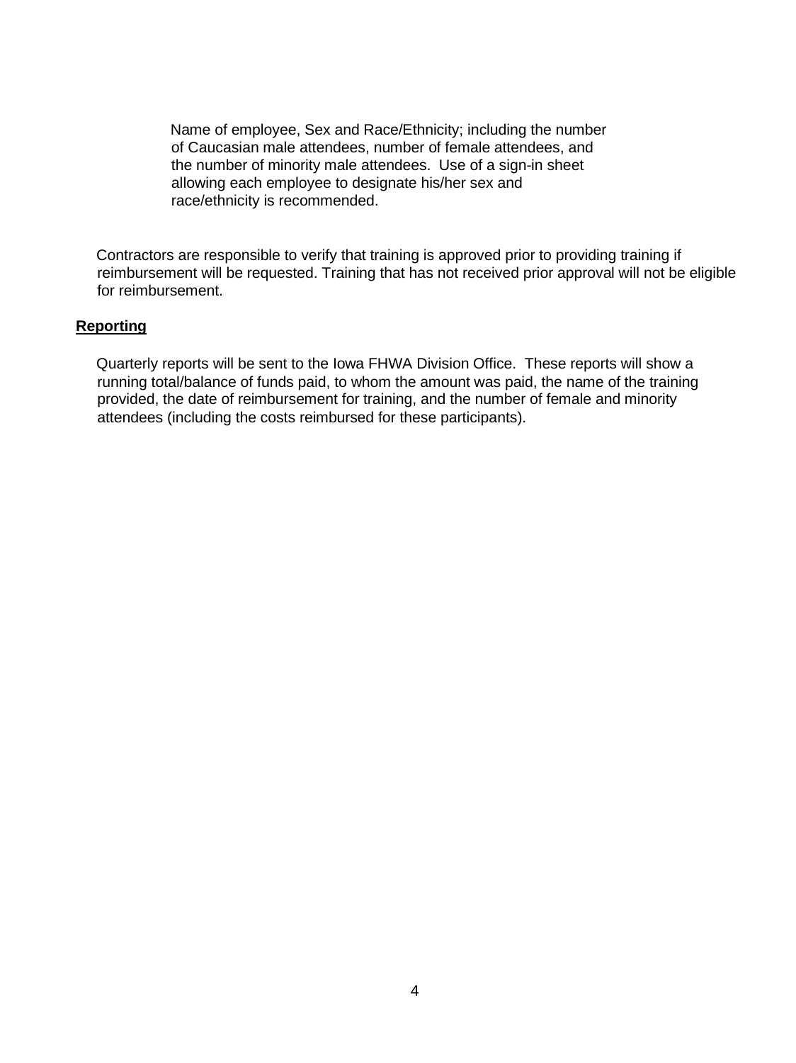Name of employee, Sex and Race/Ethnicity; including the number of Caucasian male attendees, number of female attendees, and the number of minority male attendees. Use of a sign-in sheet allowing each employee to designate his/her sex and race/ethnicity is recommended.

Contractors are responsible to verify that training is approved prior to providing training if reimbursement will be requested. Training that has not received prior approval will not be eligible for reimbursement.

**Reporting**

Quarterly reports will be sent to the Iowa FHWA Division Office. These reports will show a running total/balance of funds paid, to whom the amount was paid, the name of the training provided, the date of reimbursement for training, and the number of female and minority attendees (including the costs reimbursed for these participants).